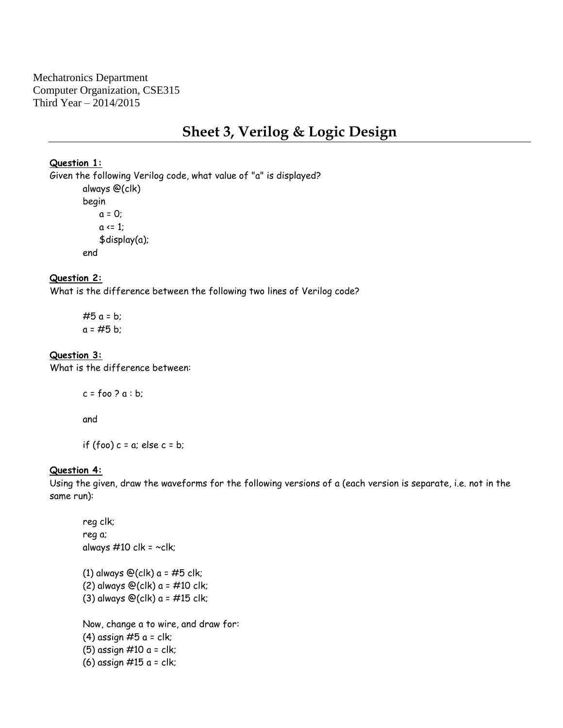Mechatronics Department
Computer Organization, CSE315
Third Year – 2014/2015

# Sheet 3, Verilog & Logic Design

**Question 1:**

Given the following Verilog code, what value of "a" is displayed?

```
always @(clk)
begin
    a = 0;
    a <= 1;
    $display(a);
end
```

**Question 2:**

What is the difference between the following two lines of Verilog code?

```
#5 a = b;
a = #5 b;
```

**Question 3:**

What is the difference between:

```
c = foo ? a : b;
```

and

```
if (foo) c = a; else c = b;
```

**Question 4:**

Using the given, draw the waveforms for the following versions of a (each version is separate, i.e. not in the same run):

```
reg clk;
reg a;
always #10 clk = ~clk;

(1) always @(clk) a = #5 clk;
(2) always @(clk) a = #10 clk;
(3) always @(clk) a = #15 clk;

Now, change a to wire, and draw for:
(4) assign #5 a = clk;
(5) assign #10 a = clk;
(6) assign #15 a = clk;
```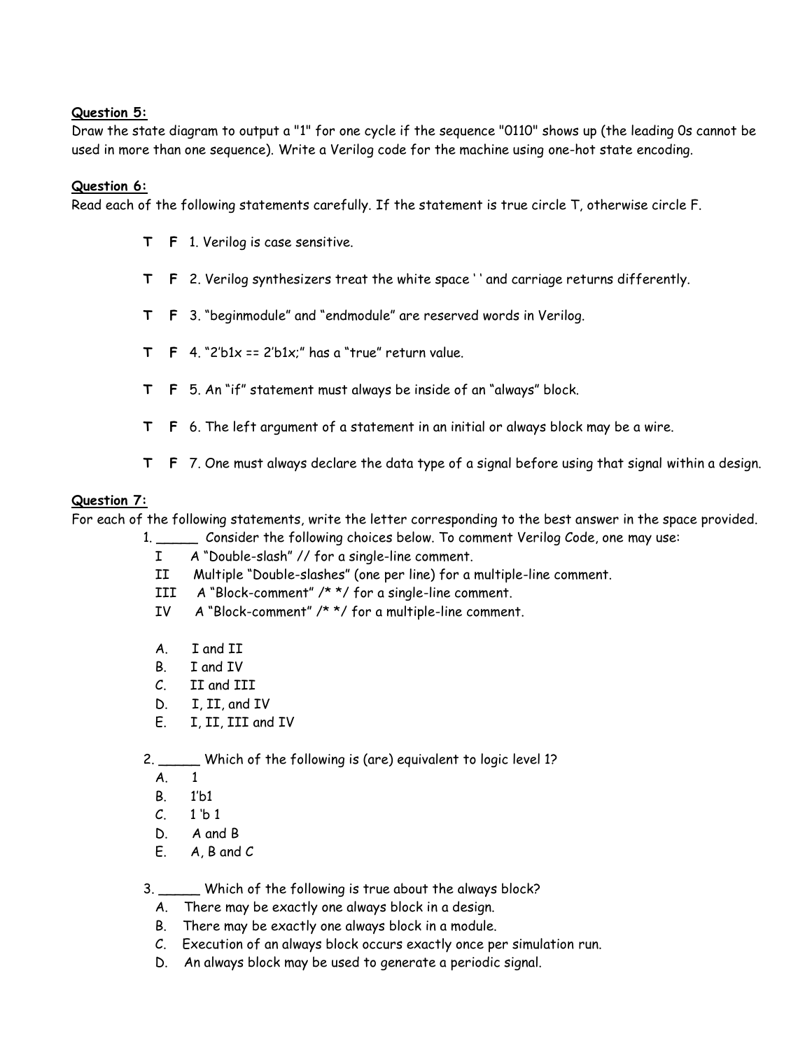**Question 5:**
Draw the state diagram to output a "1" for one cycle if the sequence "0110" shows up (the leading 0s cannot be used in more than one sequence). Write a Verilog code for the machine using one-hot state encoding.

**Question 6:**
Read each of the following statements carefully. If the statement is true circle T, otherwise circle F.

**T** **F** 1. Verilog is case sensitive.

**T** **F** 2. Verilog synthesizers treat the white space ' ' and carriage returns differently.

**T** **F** 3. "beginmodule" and "endmodule" are reserved words in Verilog.

**T** **F** 4. "2'b1x == 2'b1x;" has a "true" return value.

**T** **F** 5. An "if" statement must always be inside of an "always" block.

**T** **F** 6. The left argument of a statement in an initial or always block may be a wire.

**T** **F** 7. One must always declare the data type of a signal before using that signal within a design.

**Question 7:**
For each of the following statements, write the letter corresponding to the best answer in the space provided.

1. _____ Consider the following choices below. To comment Verilog Code, one may use:
   - I A "Double-slash" // for a single-line comment.
   - II Multiple "Double-slashes" (one per line) for a multiple-line comment.
   - III A "Block-comment" /* */ for a single-line comment.
   - IV A "Block-comment" /* */ for a multiple-line comment.

   A. I and II
   B. I and IV
   C. II and III
   D. I, II, and IV
   E. I, II, III and IV

2. _____ Which of the following is (are) equivalent to logic level 1?
   A. 1
   B. 1'b1
   C. 1 'b 1
   D. A and B
   E. A, B and C

3. _____ Which of the following is true about the always block?
   A. There may be exactly one always block in a design.
   B. There may be exactly one always block in a module.
   C. Execution of an always block occurs exactly once per simulation run.
   D. An always block may be used to generate a periodic signal.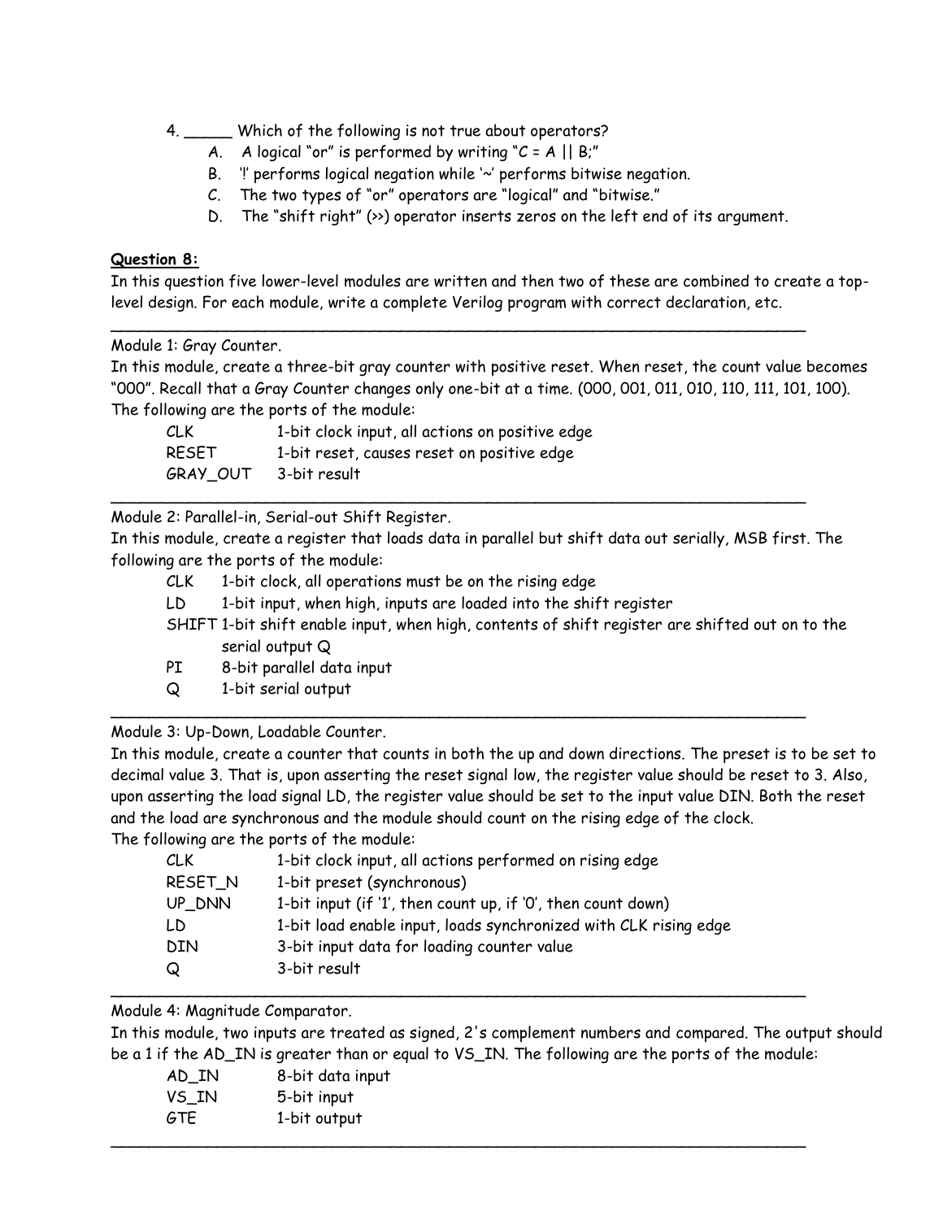4. _____ Which of the following is not true about operators?

   A. A logical "or" is performed by writing "C = A || B;"
   
   B. '!' performs logical negation while '~' performs bitwise negation.
   
   C. The two types of "or" operators are "logical" and "bitwise."
   
   D. The "shift right" (>>) operator inserts zeros on the left end of its argument.

**Question 8:**

In this question five lower-level modules are written and then two of these are combined to create a top-level design. For each module, write a complete Verilog program with correct declaration, etc.

---

Module 1: Gray Counter.

In this module, create a three-bit gray counter with positive reset. When reset, the count value becomes "000". Recall that a Gray Counter changes only one-bit at a time. (000, 001, 011, 010, 110, 111, 101, 100).

The following are the ports of the module:

| | |
|---|---|
| CLK | 1-bit clock input, all actions on positive edge |
| RESET | 1-bit reset, causes reset on positive edge |
| GRAY_OUT | 3-bit result |

---

Module 2: Parallel-in, Serial-out Shift Register.

In this module, create a register that loads data in parallel but shift data out serially, MSB first. The following are the ports of the module:

| | |
|---|---|
| CLK | 1-bit clock, all operations must be on the rising edge |
| LD | 1-bit input, when high, inputs are loaded into the shift register |
| SHIFT | 1-bit shift enable input, when high, contents of shift register are shifted out on to the serial output Q |
| PI | 8-bit parallel data input |
| Q | 1-bit serial output |

---

Module 3: Up-Down, Loadable Counter.

In this module, create a counter that counts in both the up and down directions. The preset is to be set to decimal value 3. That is, upon asserting the reset signal low, the register value should be reset to 3. Also, upon asserting the load signal LD, the register value should be set to the input value DIN. Both the reset and the load are synchronous and the module should count on the rising edge of the clock.

The following are the ports of the module:

| | |
|---|---|
| CLK | 1-bit clock input, all actions performed on rising edge |
| RESET_N | 1-bit preset (synchronous) |
| UP_DNN | 1-bit input (if '1', then count up, if '0', then count down) |
| LD | 1-bit load enable input, loads synchronized with CLK rising edge |
| DIN | 3-bit input data for loading counter value |
| Q | 3-bit result |

---

Module 4: Magnitude Comparator.

In this module, two inputs are treated as signed, 2's complement numbers and compared. The output should be a 1 if the AD_IN is greater than or equal to VS_IN. The following are the ports of the module:

| | |
|---|---|
| AD_IN | 8-bit data input |
| VS_IN | 5-bit input |
| GTE | 1-bit output |

---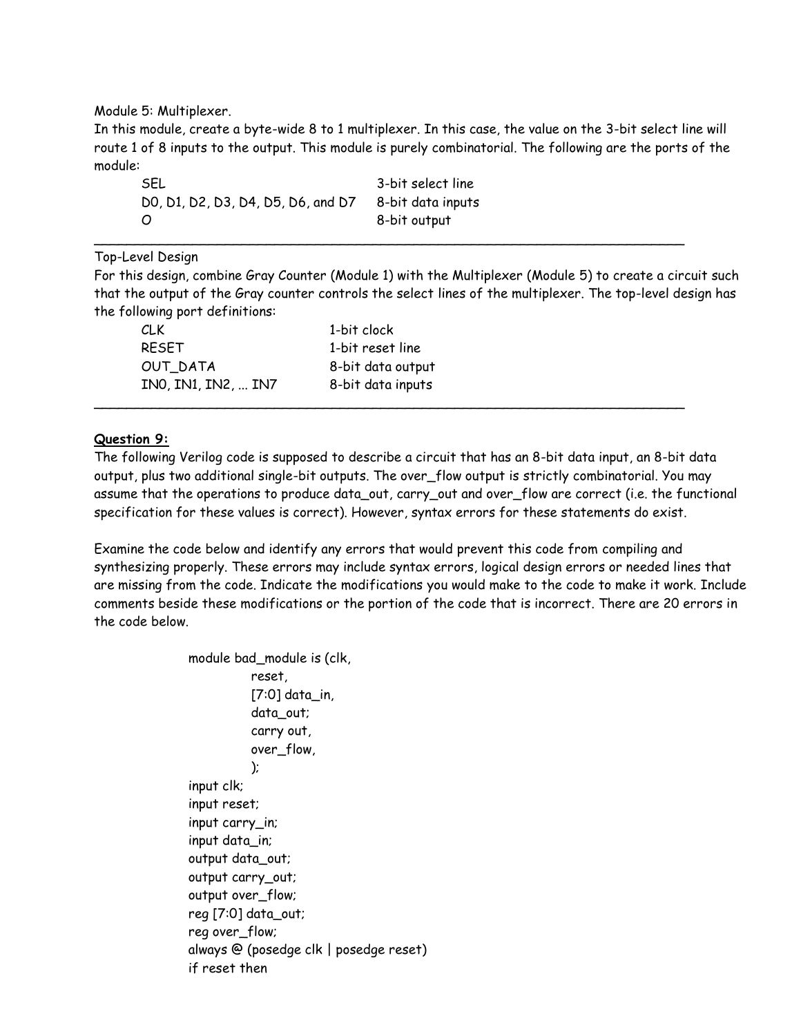Module 5: Multiplexer.

In this module, create a byte-wide 8 to 1 multiplexer. In this case, the value on the 3-bit select line will route 1 of 8 inputs to the output. This module is purely combinatorial. The following are the ports of the module:

| | |
|---|---|
| SEL | 3-bit select line |
| D0, D1, D2, D3, D4, D5, D6, and D7 | 8-bit data inputs |
| O | 8-bit output |

---

Top-Level Design

For this design, combine Gray Counter (Module 1) with the Multiplexer (Module 5) to create a circuit such that the output of the Gray counter controls the select lines of the multiplexer. The top-level design has the following port definitions:

| | |
|---|---|
| CLK | 1-bit clock |
| RESET | 1-bit reset line |
| OUT_DATA | 8-bit data output |
| IN0, IN1, IN2, ... IN7 | 8-bit data inputs |

---

**Question 9:**

The following Verilog code is supposed to describe a circuit that has an 8-bit data input, an 8-bit data output, plus two additional single-bit outputs. The over_flow output is strictly combinatorial. You may assume that the operations to produce data_out, carry_out and over_flow are correct (i.e. the functional specification for these values is correct). However, syntax errors for these statements do exist.

Examine the code below and identify any errors that would prevent this code from compiling and synthesizing properly. These errors may include syntax errors, logical design errors or needed lines that are missing from the code. Indicate the modifications you would make to the code to make it work. Include comments beside these modifications or the portion of the code that is incorrect. There are 20 errors in the code below.

```
module bad_module is (clk,
          reset,
          [7:0] data_in,
          data_out;
          carry out,
          over_flow,
          );
input clk;
input reset;
input carry_in;
input data_in;
output data_out;
output carry_out;
output over_flow;
reg [7:0] data_out;
reg over_flow;
always @ (posedge clk | posedge reset)
if reset then
```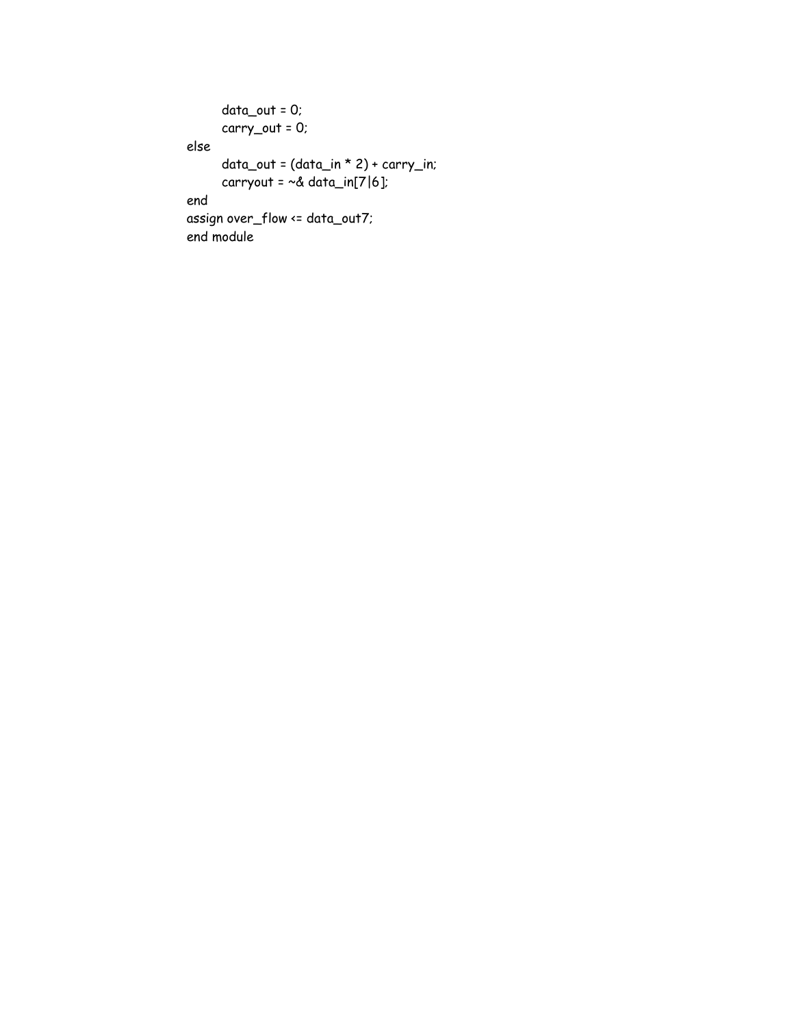```
        data_out = 0;
        carry_out = 0;
else
        data_out = (data_in * 2) + carry_in;
        carryout = ~& data_in[7|6];
end
assign over_flow <= data_out7;
end module
```